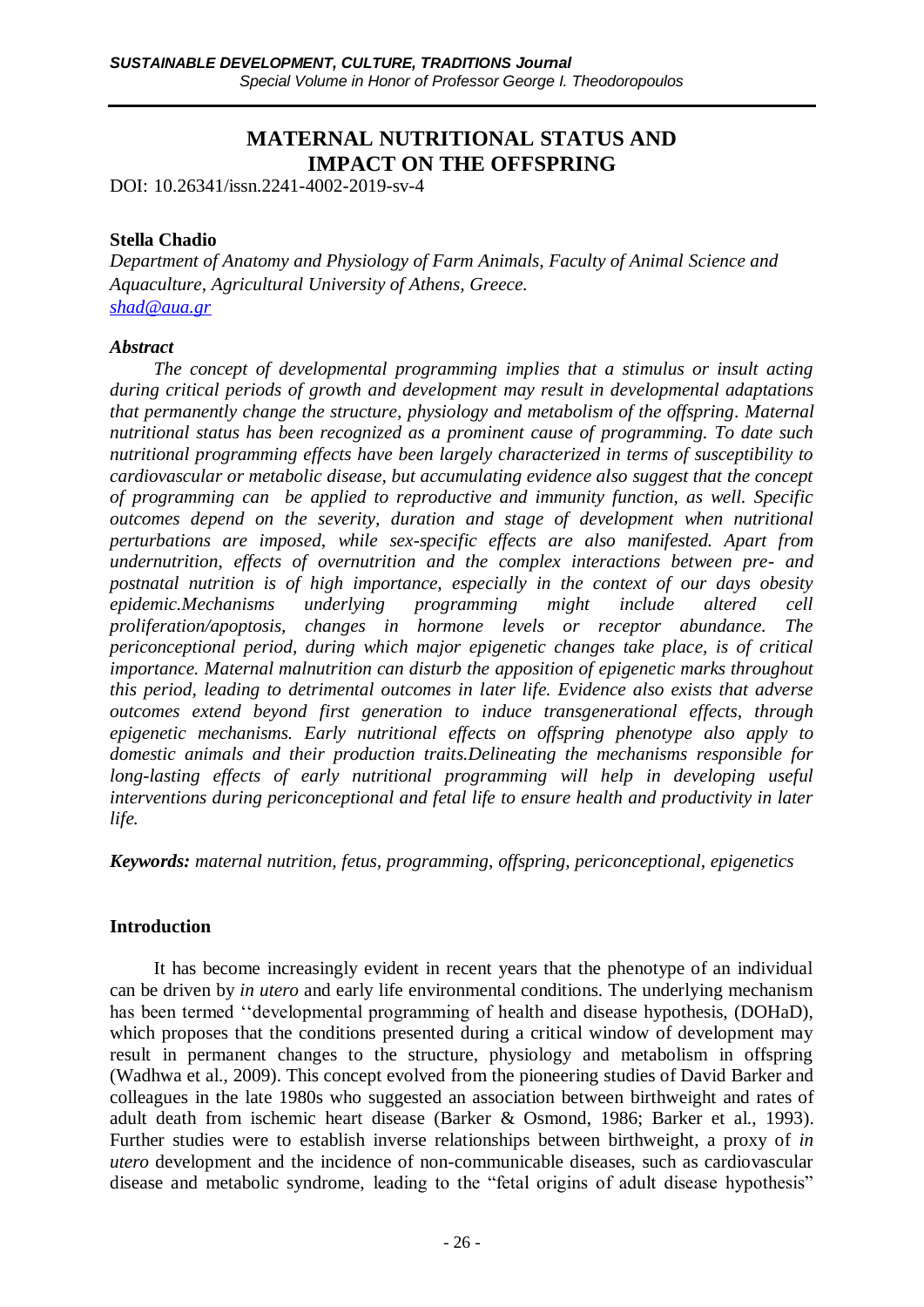# MATERNAL NUTRITIONAL STATUS AND IMPACT ON THE OFFSPRING

DOI: 10.26341/issn.2241-4002-2019-sv-4

**Stella Chadio**

*Department of Anatomy and Physiology of Farm Animals, Faculty of Animal Science and Aquaculture, Agricultural University of Athens, Greece.*
*shad@aua.gr*

### *Abstract*

*The concept of developmental programming implies that a stimulus or insult acting during critical periods of growth and development may result in developmental adaptations that permanently change the structure, physiology and metabolism of the offspring. Maternal nutritional status has been recognized as a prominent cause of programming. To date such nutritional programming effects have been largely characterized in terms of susceptibility to cardiovascular or metabolic disease, but accumulating evidence also suggest that the concept of programming can be applied to reproductive and immunity function, as well. Specific outcomes depend on the severity, duration and stage of development when nutritional perturbations are imposed, while sex-specific effects are also manifested. Apart from undernutrition, effects of overnutrition and the complex interactions between pre- and postnatal nutrition is of high importance, especially in the context of our days obesity epidemic.Mechanisms underlying programming might include altered cell proliferation/apoptosis, changes in hormone levels or receptor abundance. The periconceptional period, during which major epigenetic changes take place, is of critical importance. Maternal malnutrition can disturb the apposition of epigenetic marks throughout this period, leading to detrimental outcomes in later life. Evidence also exists that adverse outcomes extend beyond first generation to induce transgenerational effects, through epigenetic mechanisms. Early nutritional effects on offspring phenotype also apply to domestic animals and their production traits.Delineating the mechanisms responsible for long-lasting effects of early nutritional programming will help in developing useful interventions during periconceptional and fetal life to ensure health and productivity in later life.*

***Keywords:*** *maternal nutrition, fetus, programming, offspring, periconceptional, epigenetics*

### Introduction

It has become increasingly evident in recent years that the phenotype of an individual can be driven by *in utero* and early life environmental conditions. The underlying mechanism has been termed ''developmental programming of health and disease hypothesis, (DOHaD), which proposes that the conditions presented during a critical window of development may result in permanent changes to the structure, physiology and metabolism in offspring (Wadhwa et al., 2009). This concept evolved from the pioneering studies of David Barker and colleagues in the late 1980s who suggested an association between birthweight and rates of adult death from ischemic heart disease (Barker & Osmond, 1986; Barker et al., 1993). Further studies were to establish inverse relationships between birthweight, a proxy of *in utero* development and the incidence of non-communicable diseases, such as cardiovascular disease and metabolic syndrome, leading to the "fetal origins of adult disease hypothesis"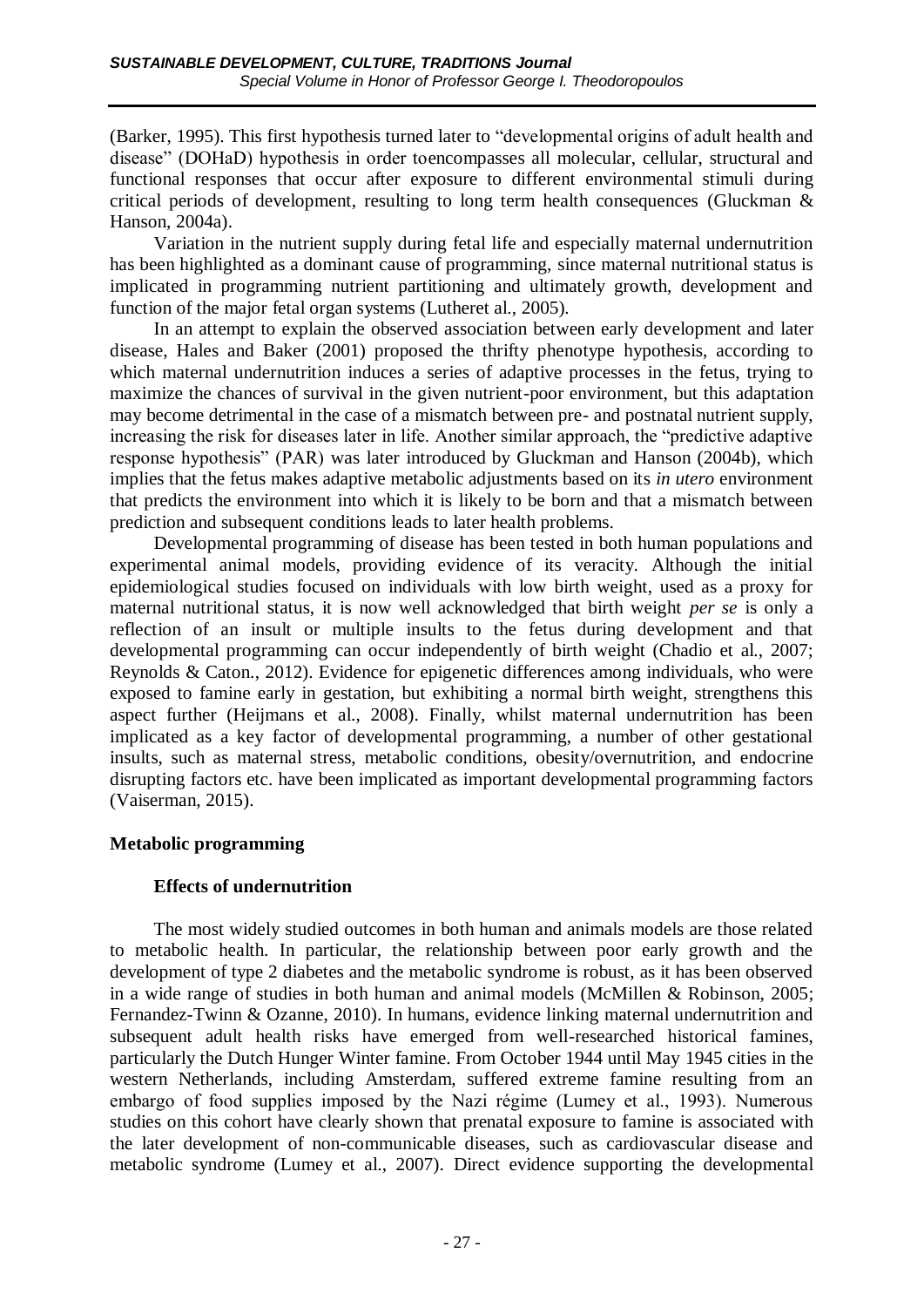(Barker, 1995). This first hypothesis turned later to "developmental origins of adult health and disease" (DOHaD) hypothesis in order toencompasses all molecular, cellular, structural and functional responses that occur after exposure to different environmental stimuli during critical periods of development, resulting to long term health consequences (Gluckman & Hanson, 2004a).

Variation in the nutrient supply during fetal life and especially maternal undernutrition has been highlighted as a dominant cause of programming, since maternal nutritional status is implicated in programming nutrient partitioning and ultimately growth, development and function of the major fetal organ systems (Lutheret al., 2005).

In an attempt to explain the observed association between early development and later disease, Hales and Baker (2001) proposed the thrifty phenotype hypothesis, according to which maternal undernutrition induces a series of adaptive processes in the fetus, trying to maximize the chances of survival in the given nutrient-poor environment, but this adaptation may become detrimental in the case of a mismatch between pre- and postnatal nutrient supply, increasing the risk for diseases later in life. Another similar approach, the "predictive adaptive response hypothesis" (PAR) was later introduced by Gluckman and Hanson (2004b), which implies that the fetus makes adaptive metabolic adjustments based on its *in utero* environment that predicts the environment into which it is likely to be born and that a mismatch between prediction and subsequent conditions leads to later health problems.

Developmental programming of disease has been tested in both human populations and experimental animal models, providing evidence of its veracity. Although the initial epidemiological studies focused on individuals with low birth weight, used as a proxy for maternal nutritional status, it is now well acknowledged that birth weight *per se* is only a reflection of an insult or multiple insults to the fetus during development and that developmental programming can occur independently of birth weight (Chadio et al., 2007; Reynolds & Caton., 2012). Evidence for epigenetic differences among individuals, who were exposed to famine early in gestation, but exhibiting a normal birth weight, strengthens this aspect further (Heijmans et al., 2008). Finally, whilst maternal undernutrition has been implicated as a key factor of developmental programming, a number of other gestational insults, such as maternal stress, metabolic conditions, obesity/overnutrition, and endocrine disrupting factors etc. have been implicated as important developmental programming factors (Vaiserman, 2015).

## Metabolic programming

### Effects of undernutrition

The most widely studied outcomes in both human and animals models are those related to metabolic health. In particular, the relationship between poor early growth and the development of type 2 diabetes and the metabolic syndrome is robust, as it has been observed in a wide range of studies in both human and animal models (McMillen & Robinson, 2005; Fernandez-Twinn & Ozanne, 2010). In humans, evidence linking maternal undernutrition and subsequent adult health risks have emerged from well-researched historical famines, particularly the Dutch Hunger Winter famine. From October 1944 until May 1945 cities in the western Netherlands, including Amsterdam, suffered extreme famine resulting from an embargo of food supplies imposed by the Nazi régime (Lumey et al., 1993). Numerous studies on this cohort have clearly shown that prenatal exposure to famine is associated with the later development of non-communicable diseases, such as cardiovascular disease and metabolic syndrome (Lumey et al., 2007). Direct evidence supporting the developmental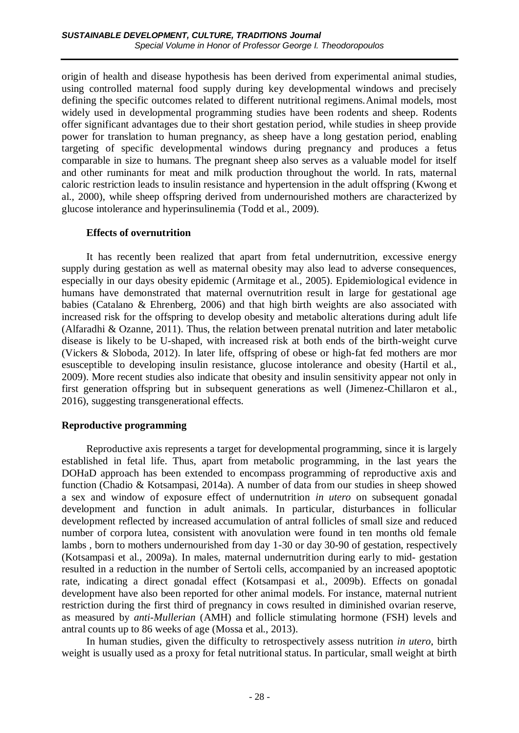origin of health and disease hypothesis has been derived from experimental animal studies, using controlled maternal food supply during key developmental windows and precisely defining the specific outcomes related to different nutritional regimens. Animal models, most widely used in developmental programming studies have been rodents and sheep. Rodents offer significant advantages due to their short gestation period, while studies in sheep provide power for translation to human pregnancy, as sheep have a long gestation period, enabling targeting of specific developmental windows during pregnancy and produces a fetus comparable in size to humans. The pregnant sheep also serves as a valuable model for itself and other ruminants for meat and milk production throughout the world. In rats, maternal caloric restriction leads to insulin resistance and hypertension in the adult offspring (Kwong et al., 2000), while sheep offspring derived from undernourished mothers are characterized by glucose intolerance and hyperinsulinemia (Todd et al., 2009).

### Effects of overnutrition

It has recently been realized that apart from fetal undernutrition, excessive energy supply during gestation as well as maternal obesity may also lead to adverse consequences, especially in our days obesity epidemic (Armitage et al., 2005). Epidemiological evidence in humans have demonstrated that maternal overnutrition result in large for gestational age babies (Catalano & Ehrenberg, 2006) and that high birth weights are also associated with increased risk for the offspring to develop obesity and metabolic alterations during adult life (Alfaradhi & Ozanne, 2011). Thus, the relation between prenatal nutrition and later metabolic disease is likely to be U-shaped, with increased risk at both ends of the birth-weight curve (Vickers & Sloboda, 2012). In later life, offspring of obese or high-fat fed mothers are mor esusceptible to developing insulin resistance, glucose intolerance and obesity (Hartil et al., 2009). More recent studies also indicate that obesity and insulin sensitivity appear not only in first generation offspring but in subsequent generations as well (Jimenez-Chillaron et al., 2016), suggesting transgenerational effects.

## Reproductive programming

Reproductive axis represents a target for developmental programming, since it is largely established in fetal life. Thus, apart from metabolic programming, in the last years the DOHaD approach has been extended to encompass programming of reproductive axis and function (Chadio & Kotsampasi, 2014a). A number of data from our studies in sheep showed a sex and window of exposure effect of undernutrition *in utero* on subsequent gonadal development and function in adult animals. In particular, disturbances in follicular development reflected by increased accumulation of antral follicles of small size and reduced number of corpora lutea, consistent with anovulation were found in ten months old female lambs , born to mothers undernourished from day 1-30 or day 30-90 of gestation, respectively (Kotsampasi et al., 2009a). In males, maternal undernutrition during early to mid- gestation resulted in a reduction in the number of Sertoli cells, accompanied by an increased apoptotic rate, indicating a direct gonadal effect (Kotsampasi et al., 2009b). Effects on gonadal development have also been reported for other animal models. For instance, maternal nutrient restriction during the first third of pregnancy in cows resulted in diminished ovarian reserve, as measured by *anti-Mullerian* (AMH) and follicle stimulating hormone (FSH) levels and antral counts up to 86 weeks of age (Mossa et al., 2013).

In human studies, given the difficulty to retrospectively assess nutrition *in utero*, birth weight is usually used as a proxy for fetal nutritional status. In particular, small weight at birth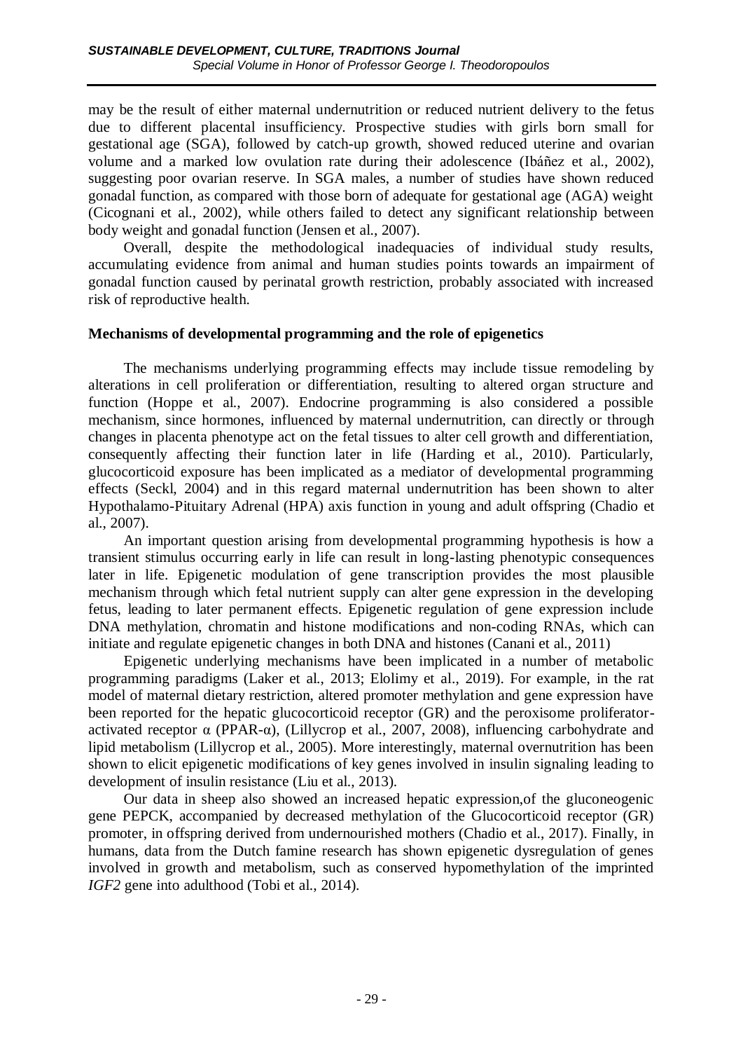may be the result of either maternal undernutrition or reduced nutrient delivery to the fetus due to different placental insufficiency. Prospective studies with girls born small for gestational age (SGA), followed by catch-up growth, showed reduced uterine and ovarian volume and a marked low ovulation rate during their adolescence (Ibáñez et al., 2002), suggesting poor ovarian reserve. In SGA males, a number of studies have shown reduced gonadal function, as compared with those born of adequate for gestational age (AGA) weight (Cicognani et al., 2002), while others failed to detect any significant relationship between body weight and gonadal function (Jensen et al., 2007).

Overall, despite the methodological inadequacies of individual study results, accumulating evidence from animal and human studies points towards an impairment of gonadal function caused by perinatal growth restriction, probably associated with increased risk of reproductive health.

**Mechanisms of developmental programming and the role of epigenetics**

The mechanisms underlying programming effects may include tissue remodeling by alterations in cell proliferation or differentiation, resulting to altered organ structure and function (Hoppe et al., 2007). Endocrine programming is also considered a possible mechanism, since hormones, influenced by maternal undernutrition, can directly or through changes in placenta phenotype act on the fetal tissues to alter cell growth and differentiation, consequently affecting their function later in life (Harding et al., 2010). Particularly, glucocorticoid exposure has been implicated as a mediator of developmental programming effects (Seckl, 2004) and in this regard maternal undernutrition has been shown to alter Hypothalamo-Pituitary Adrenal (HPA) axis function in young and adult offspring (Chadio et al., 2007).

An important question arising from developmental programming hypothesis is how a transient stimulus occurring early in life can result in long-lasting phenotypic consequences later in life. Epigenetic modulation of gene transcription provides the most plausible mechanism through which fetal nutrient supply can alter gene expression in the developing fetus, leading to later permanent effects. Epigenetic regulation of gene expression include DNA methylation, chromatin and histone modifications and non-coding RNAs, which can initiate and regulate epigenetic changes in both DNA and histones (Canani et al., 2011)

Epigenetic underlying mechanisms have been implicated in a number of metabolic programming paradigms (Laker et al., 2013; Elolimy et al., 2019). For example, in the rat model of maternal dietary restriction, altered promoter methylation and gene expression have been reported for the hepatic glucocorticoid receptor (GR) and the peroxisome proliferator-activated receptor α (PPAR-α), (Lillycrop et al., 2007, 2008), influencing carbohydrate and lipid metabolism (Lillycrop et al., 2005). More interestingly, maternal overnutrition has been shown to elicit epigenetic modifications of key genes involved in insulin signaling leading to development of insulin resistance (Liu et al., 2013).

Our data in sheep also showed an increased hepatic expression,of the gluconeogenic gene PEPCK, accompanied by decreased methylation of the Glucocorticoid receptor (GR) promoter, in offspring derived from undernourished mothers (Chadio et al., 2017). Finally, in humans, data from the Dutch famine research has shown epigenetic dysregulation of genes involved in growth and metabolism, such as conserved hypomethylation of the imprinted *IGF2* gene into adulthood (Tobi et al., 2014).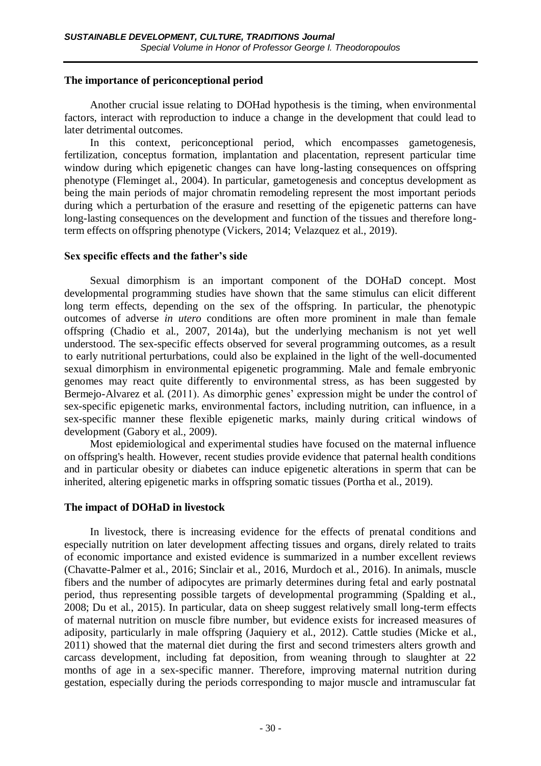## The importance of periconceptional period

Another crucial issue relating to DOHad hypothesis is the timing, when environmental factors, interact with reproduction to induce a change in the development that could lead to later detrimental outcomes.

In this context, periconceptional period, which encompasses gametogenesis, fertilization, conceptus formation, implantation and placentation, represent particular time window during which epigenetic changes can have long-lasting consequences on offspring phenotype (Fleminget al., 2004). In particular, gametogenesis and conceptus development as being the main periods of major chromatin remodeling represent the most important periods during which a perturbation of the erasure and resetting of the epigenetic patterns can have long-lasting consequences on the development and function of the tissues and therefore long-term effects on offspring phenotype (Vickers, 2014; Velazquez et al., 2019).

## Sex specific effects and the father's side

Sexual dimorphism is an important component of the DOHaD concept. Most developmental programming studies have shown that the same stimulus can elicit different long term effects, depending on the sex of the offspring. In particular, the phenotypic outcomes of adverse *in utero* conditions are often more prominent in male than female offspring (Chadio et al., 2007, 2014a), but the underlying mechanism is not yet well understood. The sex-specific effects observed for several programming outcomes, as a result to early nutritional perturbations, could also be explained in the light of the well-documented sexual dimorphism in environmental epigenetic programming. Male and female embryonic genomes may react quite differently to environmental stress, as has been suggested by Bermejo-Alvarez et al. (2011). As dimorphic genes' expression might be under the control of sex-specific epigenetic marks, environmental factors, including nutrition, can influence, in a sex-specific manner these flexible epigenetic marks, mainly during critical windows of development (Gabory et al., 2009).

Most epidemiological and experimental studies have focused on the maternal influence on offspring's health. However, recent studies provide evidence that paternal health conditions and in particular obesity or diabetes can induce epigenetic alterations in sperm that can be inherited, altering epigenetic marks in offspring somatic tissues (Portha et al., 2019).

## The impact of DOHaD in livestock

In livestock, there is increasing evidence for the effects of prenatal conditions and especially nutrition on later development affecting tissues and organs, direly related to traits of economic importance and existed evidence is summarized in a number excellent reviews (Chavatte-Palmer et al., 2016; Sinclair et al., 2016, Murdoch et al., 2016). In animals, muscle fibers and the number of adipocytes are primarly determines during fetal and early postnatal period, thus representing possible targets of developmental programming (Spalding et al., 2008; Du et al., 2015). In particular, data on sheep suggest relatively small long-term effects of maternal nutrition on muscle fibre number, but evidence exists for increased measures of adiposity, particularly in male offspring (Jaquiery et al., 2012). Cattle studies (Micke et al., 2011) showed that the maternal diet during the first and second trimesters alters growth and carcass development, including fat deposition, from weaning through to slaughter at 22 months of age in a sex-specific manner. Therefore, improving maternal nutrition during gestation, especially during the periods corresponding to major muscle and intramuscular fat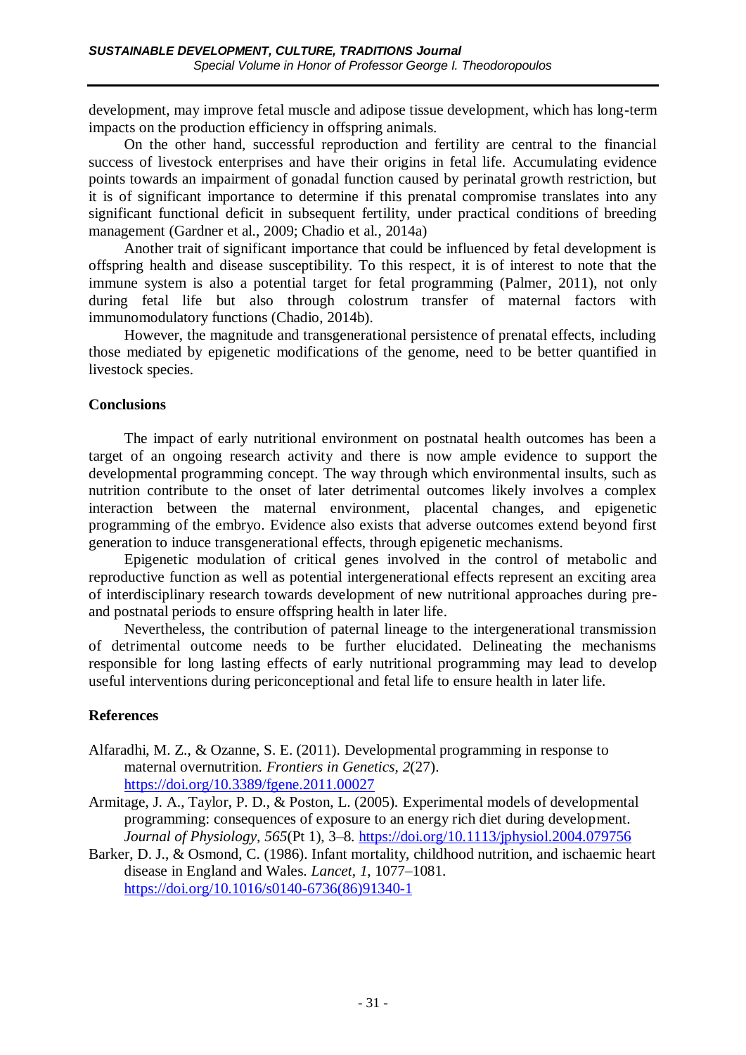development, may improve fetal muscle and adipose tissue development, which has long-term impacts on the production efficiency in offspring animals.

On the other hand, successful reproduction and fertility are central to the financial success of livestock enterprises and have their origins in fetal life. Accumulating evidence points towards an impairment of gonadal function caused by perinatal growth restriction, but it is of significant importance to determine if this prenatal compromise translates into any significant functional deficit in subsequent fertility, under practical conditions of breeding management (Gardner et al., 2009; Chadio et al., 2014a)

Another trait of significant importance that could be influenced by fetal development is offspring health and disease susceptibility. To this respect, it is of interest to note that the immune system is also a potential target for fetal programming (Palmer, 2011), not only during fetal life but also through colostrum transfer of maternal factors with immunomodulatory functions (Chadio, 2014b).

However, the magnitude and transgenerational persistence of prenatal effects, including those mediated by epigenetic modifications of the genome, need to be better quantified in livestock species.

## Conclusions

The impact of early nutritional environment on postnatal health outcomes has been a target of an ongoing research activity and there is now ample evidence to support the developmental programming concept. The way through which environmental insults, such as nutrition contribute to the onset of later detrimental outcomes likely involves a complex interaction between the maternal environment, placental changes, and epigenetic programming of the embryo. Evidence also exists that adverse outcomes extend beyond first generation to induce transgenerational effects, through epigenetic mechanisms.

Epigenetic modulation of critical genes involved in the control of metabolic and reproductive function as well as potential intergenerational effects represent an exciting area of interdisciplinary research towards development of new nutritional approaches during pre- and postnatal periods to ensure offspring health in later life.

Nevertheless, the contribution of paternal lineage to the intergenerational transmission of detrimental outcome needs to be further elucidated. Delineating the mechanisms responsible for long lasting effects of early nutritional programming may lead to develop useful interventions during periconceptional and fetal life to ensure health in later life.

## References

Alfaradhi, M. Z., & Ozanne, S. E. (2011). Developmental programming in response to maternal overnutrition. *Frontiers in Genetics, 2*(27). https://doi.org/10.3389/fgene.2011.00027

Armitage, J. A., Taylor, P. D., & Poston, L. (2005). Experimental models of developmental programming: consequences of exposure to an energy rich diet during development. *Journal of Physiology, 565*(Pt 1), 3–8. https://doi.org/10.1113/jphysiol.2004.079756

Barker, D. J., & Osmond, C. (1986). Infant mortality, childhood nutrition, and ischaemic heart disease in England and Wales. *Lancet, 1*, 1077–1081. https://doi.org/10.1016/s0140-6736(86)91340-1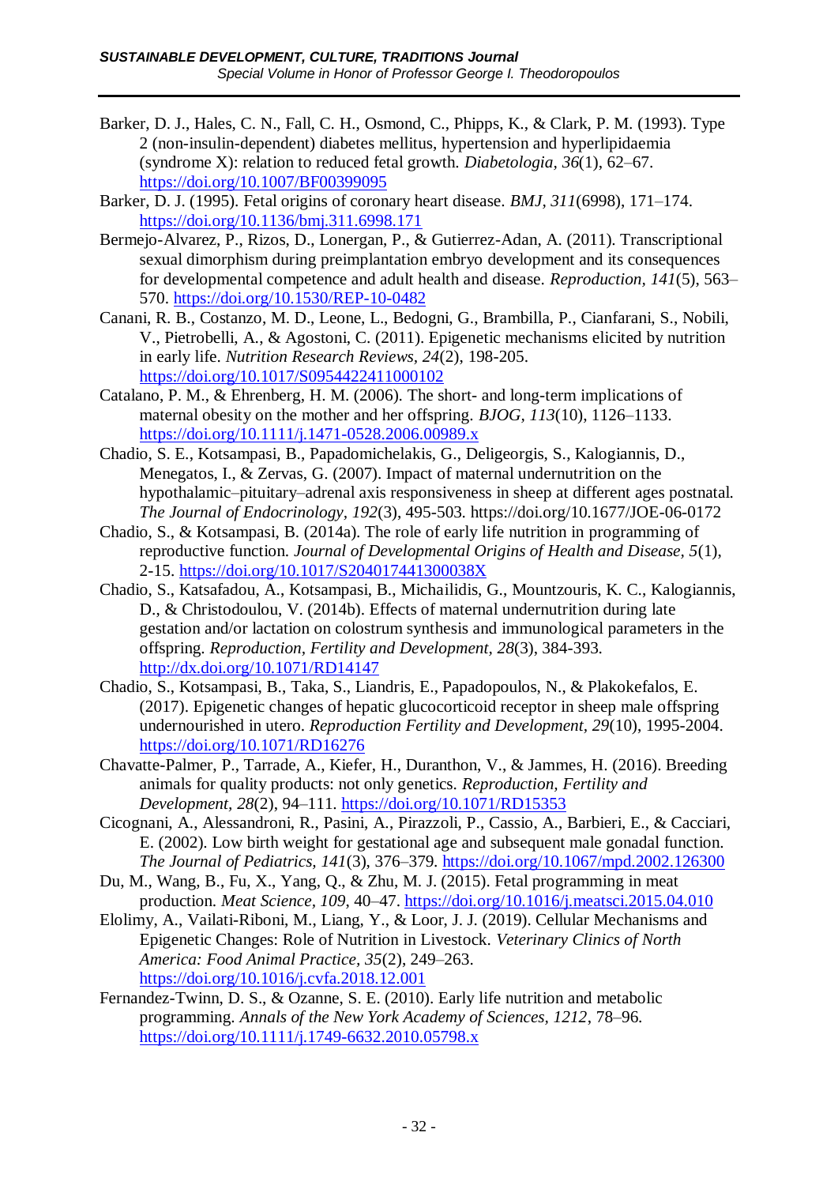Barker, D. J., Hales, C. N., Fall, C. H., Osmond, C., Phipps, K., & Clark, P. M. (1993). Type 2 (non-insulin-dependent) diabetes mellitus, hypertension and hyperlipidaemia (syndrome X): relation to reduced fetal growth. *Diabetologia*, *36*(1), 62–67. https://doi.org/10.1007/BF00399095

Barker, D. J. (1995). Fetal origins of coronary heart disease. *BMJ*, *311*(6998), 171–174. https://doi.org/10.1136/bmj.311.6998.171

Bermejo-Alvarez, P., Rizos, D., Lonergan, P., & Gutierrez-Adan, A. (2011). Transcriptional sexual dimorphism during preimplantation embryo development and its consequences for developmental competence and adult health and disease. *Reproduction*, *141*(5), 563–570. https://doi.org/10.1530/REP-10-0482

Canani, R. B., Costanzo, M. D., Leone, L., Bedogni, G., Brambilla, P., Cianfarani, S., Nobili, V., Pietrobelli, A., & Agostoni, C. (2011). Epigenetic mechanisms elicited by nutrition in early life. *Nutrition Research Reviews*, *24*(2), 198-205. https://doi.org/10.1017/S0954422411000102

Catalano, P. M., & Ehrenberg, H. M. (2006). The short- and long-term implications of maternal obesity on the mother and her offspring. *BJOG*, *113*(10), 1126–1133. https://doi.org/10.1111/j.1471-0528.2006.00989.x

Chadio, S. E., Kotsampasi, B., Papadomichelakis, G., Deligeorgis, S., Kalogiannis, D., Menegatos, I., & Zervas, G. (2007). Impact of maternal undernutrition on the hypothalamic–pituitary–adrenal axis responsiveness in sheep at different ages postnatal. *The Journal of Endocrinology*, *192*(3), 495-503. https://doi.org/10.1677/JOE-06-0172

Chadio, S., & Kotsampasi, B. (2014a). The role of early life nutrition in programming of reproductive function. *Journal of Developmental Origins of Health and Disease*, *5*(1), 2-15. https://doi.org/10.1017/S204017441300038X

Chadio, S., Katsafadou, A., Kotsampasi, B., Michailidis, G., Mountzouris, K. C., Kalogiannis, D., & Christodoulou, V. (2014b). Effects of maternal undernutrition during late gestation and/or lactation on colostrum synthesis and immunological parameters in the offspring. *Reproduction, Fertility and Development*, *28*(3), 384-393. http://dx.doi.org/10.1071/RD14147

Chadio, S., Kotsampasi, B., Taka, S., Liandris, E., Papadopoulos, N., & Plakokefalos, E. (2017). Epigenetic changes of hepatic glucocorticoid receptor in sheep male offspring undernourished in utero. *Reproduction Fertility and Development*, *29*(10), 1995-2004. https://doi.org/10.1071/RD16276

Chavatte-Palmer, P., Tarrade, A., Kiefer, H., Duranthon, V., & Jammes, H. (2016). Breeding animals for quality products: not only genetics. *Reproduction, Fertility and Development*, *28*(2), 94–111. https://doi.org/10.1071/RD15353

Cicognani, A., Alessandroni, R., Pasini, A., Pirazzoli, P., Cassio, A., Barbieri, E., & Cacciari, E. (2002). Low birth weight for gestational age and subsequent male gonadal function. *The Journal of Pediatrics*, *141*(3), 376–379. https://doi.org/10.1067/mpd.2002.126300

Du, M., Wang, B., Fu, X., Yang, Q., & Zhu, M. J. (2015). Fetal programming in meat production. *Meat Science*, *109*, 40–47. https://doi.org/10.1016/j.meatsci.2015.04.010

Elolimy, A., Vailati-Riboni, M., Liang, Y., & Loor, J. J. (2019). Cellular Mechanisms and Epigenetic Changes: Role of Nutrition in Livestock. *Veterinary Clinics of North America: Food Animal Practice*, *35*(2), 249–263. https://doi.org/10.1016/j.cvfa.2018.12.001

Fernandez-Twinn, D. S., & Ozanne, S. E. (2010). Early life nutrition and metabolic programming. *Annals of the New York Academy of Sciences*, *1212*, 78–96. https://doi.org/10.1111/j.1749-6632.2010.05798.x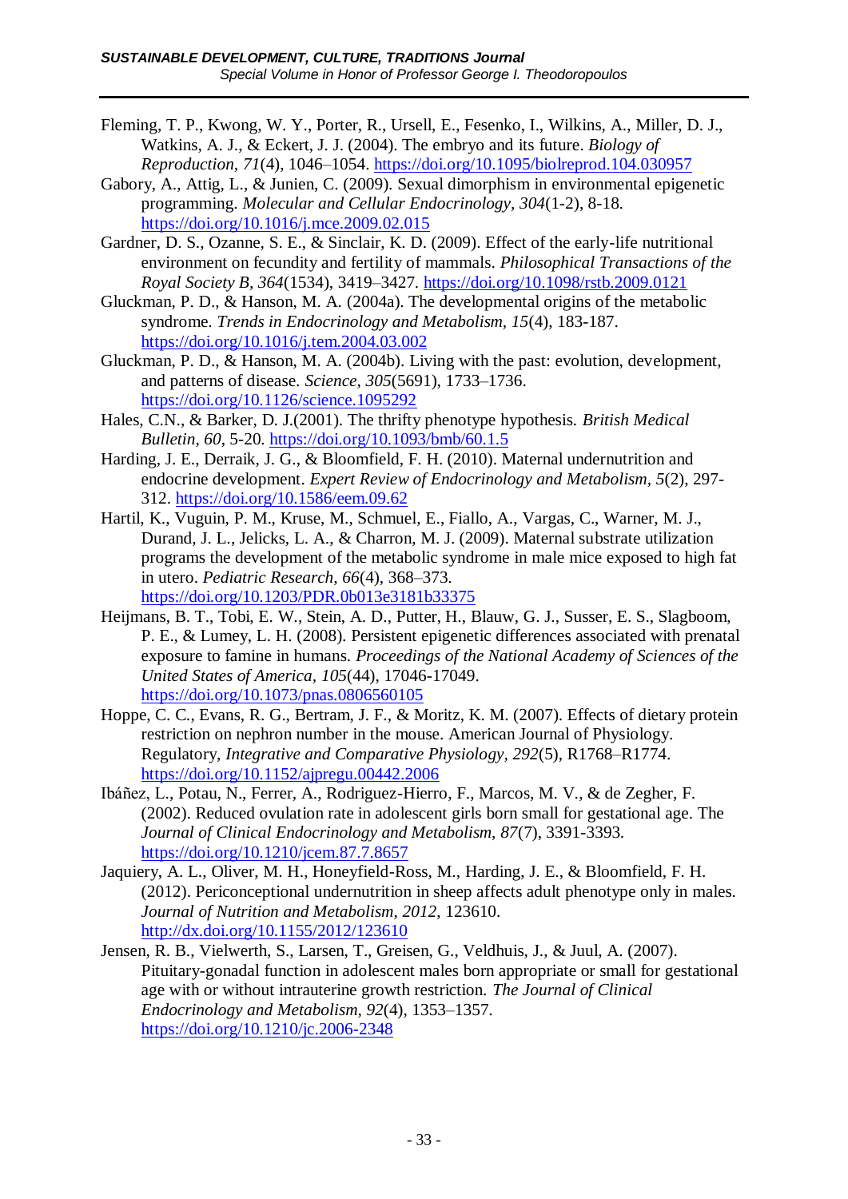Fleming, T. P., Kwong, W. Y., Porter, R., Ursell, E., Fesenko, I., Wilkins, A., Miller, D. J., Watkins, A. J., & Eckert, J. J. (2004). The embryo and its future. *Biology of Reproduction, 71*(4), 1046–1054. https://doi.org/10.1095/biolreprod.104.030957

Gabory, A., Attig, L., & Junien, C. (2009). Sexual dimorphism in environmental epigenetic programming. *Molecular and Cellular Endocrinology, 304*(1-2), 8-18. https://doi.org/10.1016/j.mce.2009.02.015

Gardner, D. S., Ozanne, S. E., & Sinclair, K. D. (2009). Effect of the early-life nutritional environment on fecundity and fertility of mammals. *Philosophical Transactions of the Royal Society B, 364*(1534), 3419–3427. https://doi.org/10.1098/rstb.2009.0121

Gluckman, P. D., & Hanson, M. A. (2004a). The developmental origins of the metabolic syndrome. *Trends in Endocrinology and Metabolism, 15*(4), 183-187. https://doi.org/10.1016/j.tem.2004.03.002

Gluckman, P. D., & Hanson, M. A. (2004b). Living with the past: evolution, development, and patterns of disease. *Science, 305*(5691), 1733–1736. https://doi.org/10.1126/science.1095292

Hales, C.N., & Barker, D. J.(2001). The thrifty phenotype hypothesis. *British Medical Bulletin, 60*, 5-20. https://doi.org/10.1093/bmb/60.1.5

Harding, J. E., Derraik, J. G., & Bloomfield, F. H. (2010). Maternal undernutrition and endocrine development. *Expert Review of Endocrinology and Metabolism, 5*(2), 297-312. https://doi.org/10.1586/eem.09.62

Hartil, K., Vuguin, P. M., Kruse, M., Schmuel, E., Fiallo, A., Vargas, C., Warner, M. J., Durand, J. L., Jelicks, L. A., & Charron, M. J. (2009). Maternal substrate utilization programs the development of the metabolic syndrome in male mice exposed to high fat in utero. *Pediatric Research, 66*(4), 368–373. https://doi.org/10.1203/PDR.0b013e3181b33375

Heijmans, B. T., Tobi, E. W., Stein, A. D., Putter, H., Blauw, G. J., Susser, E. S., Slagboom, P. E., & Lumey, L. H. (2008). Persistent epigenetic differences associated with prenatal exposure to famine in humans. *Proceedings of the National Academy of Sciences of the United States of America, 105*(44), 17046-17049. https://doi.org/10.1073/pnas.0806560105

Hoppe, C. C., Evans, R. G., Bertram, J. F., & Moritz, K. M. (2007). Effects of dietary protein restriction on nephron number in the mouse. American Journal of Physiology. Regulatory, *Integrative and Comparative Physiology, 292*(5), R1768–R1774. https://doi.org/10.1152/ajpregu.00442.2006

Ibáñez, L., Potau, N., Ferrer, A., Rodriguez-Hierro, F., Marcos, M. V., & de Zegher, F. (2002). Reduced ovulation rate in adolescent girls born small for gestational age. The *Journal of Clinical Endocrinology and Metabolism, 87*(7), 3391-3393. https://doi.org/10.1210/jcem.87.7.8657

Jaquiery, A. L., Oliver, M. H., Honeyfield-Ross, M., Harding, J. E., & Bloomfield, F. H. (2012). Periconceptional undernutrition in sheep affects adult phenotype only in males. *Journal of Nutrition and Metabolism, 2012*, 123610. http://dx.doi.org/10.1155/2012/123610

Jensen, R. B., Vielwerth, S., Larsen, T., Greisen, G., Veldhuis, J., & Juul, A. (2007). Pituitary-gonadal function in adolescent males born appropriate or small for gestational age with or without intrauterine growth restriction. *The Journal of Clinical Endocrinology and Metabolism, 92*(4), 1353–1357. https://doi.org/10.1210/jc.2006-2348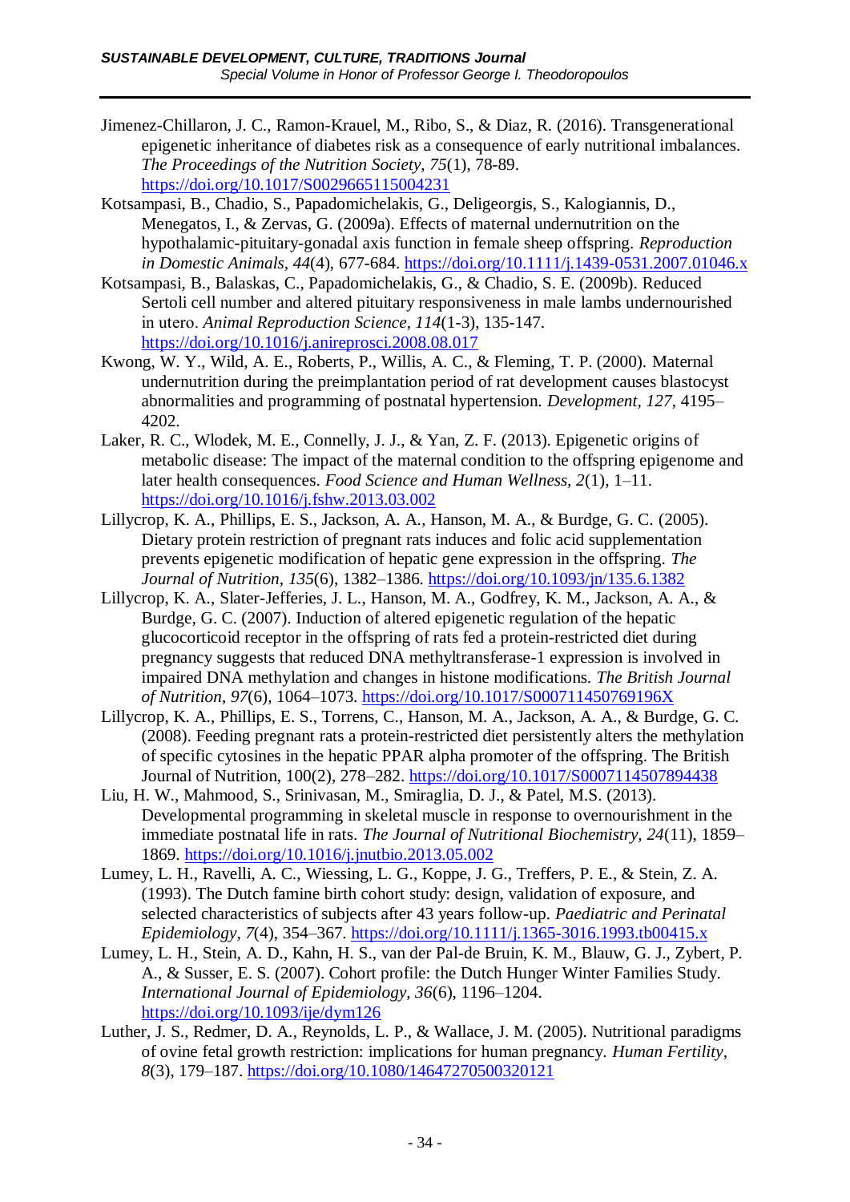Jimenez-Chillaron, J. C., Ramon-Krauel, M., Ribo, S., & Diaz, R. (2016). Transgenerational epigenetic inheritance of diabetes risk as a consequence of early nutritional imbalances. *The Proceedings of the Nutrition Society, 75*(1), 78-89. https://doi.org/10.1017/S0029665115004231

Kotsampasi, B., Chadio, S., Papadomichelakis, G., Deligeorgis, S., Kalogiannis, D., Menegatos, I., & Zervas, G. (2009a). Effects of maternal undernutrition on the hypothalamic-pituitary-gonadal axis function in female sheep offspring. *Reproduction in Domestic Animals, 44*(4), 677-684. https://doi.org/10.1111/j.1439-0531.2007.01046.x

Kotsampasi, B., Balaskas, C., Papadomichelakis, G., & Chadio, S. E. (2009b). Reduced Sertoli cell number and altered pituitary responsiveness in male lambs undernourished in utero. *Animal Reproduction Science, 114*(1-3), 135-147. https://doi.org/10.1016/j.anireprosci.2008.08.017

Kwong, W. Y., Wild, A. E., Roberts, P., Willis, A. C., & Fleming, T. P. (2000). Maternal undernutrition during the preimplantation period of rat development causes blastocyst abnormalities and programming of postnatal hypertension. *Development, 127*, 4195–4202.

Laker, R. C., Wlodek, M. E., Connelly, J. J., & Yan, Z. F. (2013). Epigenetic origins of metabolic disease: The impact of the maternal condition to the offspring epigenome and later health consequences. *Food Science and Human Wellness, 2*(1), 1–11. https://doi.org/10.1016/j.fshw.2013.03.002

Lillycrop, K. A., Phillips, E. S., Jackson, A. A., Hanson, M. A., & Burdge, G. C. (2005). Dietary protein restriction of pregnant rats induces and folic acid supplementation prevents epigenetic modification of hepatic gene expression in the offspring. *The Journal of Nutrition, 135*(6), 1382–1386. https://doi.org/10.1093/jn/135.6.1382

Lillycrop, K. A., Slater-Jefferies, J. L., Hanson, M. A., Godfrey, K. M., Jackson, A. A., & Burdge, G. C. (2007). Induction of altered epigenetic regulation of the hepatic glucocorticoid receptor in the offspring of rats fed a protein-restricted diet during pregnancy suggests that reduced DNA methyltransferase-1 expression is involved in impaired DNA methylation and changes in histone modifications. *The British Journal of Nutrition, 97*(6), 1064–1073. https://doi.org/10.1017/S000711450769196X

Lillycrop, K. A., Phillips, E. S., Torrens, C., Hanson, M. A., Jackson, A. A., & Burdge, G. C. (2008). Feeding pregnant rats a protein-restricted diet persistently alters the methylation of specific cytosines in the hepatic PPAR alpha promoter of the offspring. The British Journal of Nutrition, 100(2), 278–282. https://doi.org/10.1017/S0007114507894438

Liu, H. W., Mahmood, S., Srinivasan, M., Smiraglia, D. J., & Patel, M.S. (2013). Developmental programming in skeletal muscle in response to overnourishment in the immediate postnatal life in rats. *The Journal of Nutritional Biochemistry, 24*(11), 1859–1869. https://doi.org/10.1016/j.jnutbio.2013.05.002

Lumey, L. H., Ravelli, A. C., Wiessing, L. G., Koppe, J. G., Treffers, P. E., & Stein, Z. A. (1993). The Dutch famine birth cohort study: design, validation of exposure, and selected characteristics of subjects after 43 years follow-up. *Paediatric and Perinatal Epidemiology, 7*(4), 354–367. https://doi.org/10.1111/j.1365-3016.1993.tb00415.x

Lumey, L. H., Stein, A. D., Kahn, H. S., van der Pal-de Bruin, K. M., Blauw, G. J., Zybert, P. A., & Susser, E. S. (2007). Cohort profile: the Dutch Hunger Winter Families Study. *International Journal of Epidemiology, 36*(6), 1196–1204. https://doi.org/10.1093/ije/dym126

Luther, J. S., Redmer, D. A., Reynolds, L. P., & Wallace, J. M. (2005). Nutritional paradigms of ovine fetal growth restriction: implications for human pregnancy. *Human Fertility, 8*(3), 179–187. https://doi.org/10.1080/14647270500320121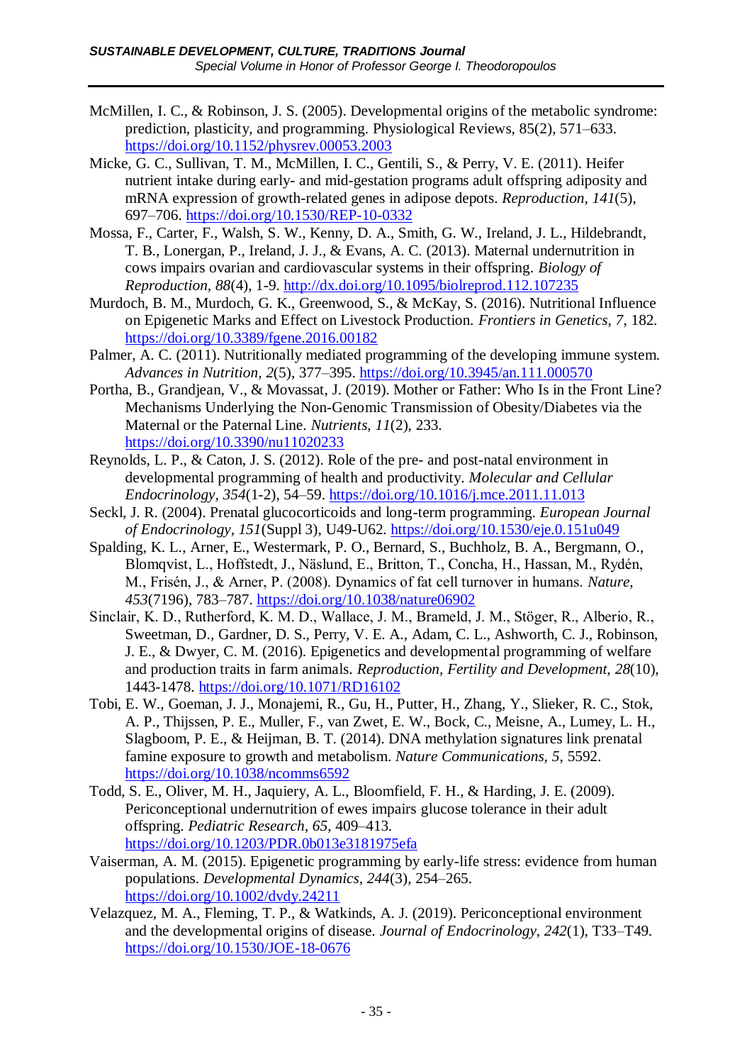McMillen, I. C., & Robinson, J. S. (2005). Developmental origins of the metabolic syndrome: prediction, plasticity, and programming. Physiological Reviews, 85(2), 571–633. https://doi.org/10.1152/physrev.00053.2003

Micke, G. C., Sullivan, T. M., McMillen, I. C., Gentili, S., & Perry, V. E. (2011). Heifer nutrient intake during early- and mid-gestation programs adult offspring adiposity and mRNA expression of growth-related genes in adipose depots. *Reproduction, 141*(5), 697–706. https://doi.org/10.1530/REP-10-0332

Mossa, F., Carter, F., Walsh, S. W., Kenny, D. A., Smith, G. W., Ireland, J. L., Hildebrandt, T. B., Lonergan, P., Ireland, J. J., & Evans, A. C. (2013). Maternal undernutrition in cows impairs ovarian and cardiovascular systems in their offspring. *Biology of Reproduction, 88*(4), 1-9. http://dx.doi.org/10.1095/biolreprod.112.107235

Murdoch, B. M., Murdoch, G. K., Greenwood, S., & McKay, S. (2016). Nutritional Influence on Epigenetic Marks and Effect on Livestock Production. *Frontiers in Genetics, 7*, 182. https://doi.org/10.3389/fgene.2016.00182

Palmer, A. C. (2011). Nutritionally mediated programming of the developing immune system. *Advances in Nutrition, 2*(5), 377–395. https://doi.org/10.3945/an.111.000570

Portha, B., Grandjean, V., & Movassat, J. (2019). Mother or Father: Who Is in the Front Line? Mechanisms Underlying the Non-Genomic Transmission of Obesity/Diabetes via the Maternal or the Paternal Line. *Nutrients, 11*(2), 233. https://doi.org/10.3390/nu11020233

Reynolds, L. P., & Caton, J. S. (2012). Role of the pre- and post-natal environment in developmental programming of health and productivity. *Molecular and Cellular Endocrinology, 354*(1-2), 54–59. https://doi.org/10.1016/j.mce.2011.11.013

Seckl, J. R. (2004). Prenatal glucocorticoids and long-term programming. *European Journal of Endocrinology, 151*(Suppl 3), U49-U62. https://doi.org/10.1530/eje.0.151u049

Spalding, K. L., Arner, E., Westermark, P. O., Bernard, S., Buchholz, B. A., Bergmann, O., Blomqvist, L., Hoffstedt, J., Näslund, E., Britton, T., Concha, H., Hassan, M., Rydén, M., Frisén, J., & Arner, P. (2008). Dynamics of fat cell turnover in humans. *Nature, 453*(7196), 783–787. https://doi.org/10.1038/nature06902

Sinclair, K. D., Rutherford, K. M. D., Wallace, J. M., Brameld, J. M., Stöger, R., Alberio, R., Sweetman, D., Gardner, D. S., Perry, V. E. A., Adam, C. L., Ashworth, C. J., Robinson, J. E., & Dwyer, C. M. (2016). Epigenetics and developmental programming of welfare and production traits in farm animals. *Reproduction, Fertility and Development, 28*(10), 1443-1478. https://doi.org/10.1071/RD16102

Tobi, E. W., Goeman, J. J., Monajemi, R., Gu, H., Putter, H., Zhang, Y., Slieker, R. C., Stok, A. P., Thijssen, P. E., Muller, F., van Zwet, E. W., Bock, C., Meisne, A., Lumey, L. H., Slagboom, P. E., & Heijman, B. T. (2014). DNA methylation signatures link prenatal famine exposure to growth and metabolism. *Nature Communications, 5*, 5592. https://doi.org/10.1038/ncomms6592

Todd, S. E., Oliver, M. H., Jaquiery, A. L., Bloomfield, F. H., & Harding, J. E. (2009). Periconceptional undernutrition of ewes impairs glucose tolerance in their adult offspring. *Pediatric Research, 65*, 409–413. https://doi.org/10.1203/PDR.0b013e3181975efa

Vaiserman, A. M. (2015). Epigenetic programming by early-life stress: evidence from human populations. *Developmental Dynamics, 244*(3), 254–265. https://doi.org/10.1002/dvdy.24211

Velazquez, M. A., Fleming, T. P., & Watkinds, A. J. (2019). Periconceptional environment and the developmental origins of disease. *Journal of Endocrinology, 242*(1), T33–T49. https://doi.org/10.1530/JOE-18-0676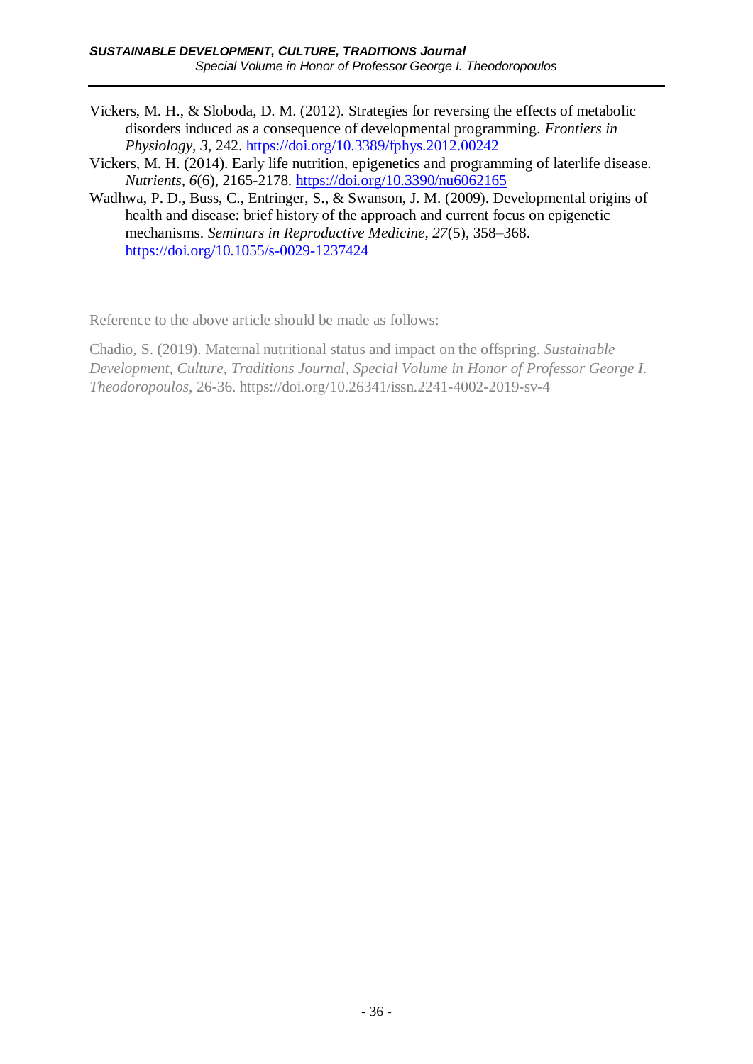Vickers, M. H., & Sloboda, D. M. (2012). Strategies for reversing the effects of metabolic disorders induced as a consequence of developmental programming. *Frontiers in Physiology, 3*, 242. https://doi.org/10.3389/fphys.2012.00242

Vickers, M. H. (2014). Early life nutrition, epigenetics and programming of laterlife disease. *Nutrients, 6*(6), 2165-2178. https://doi.org/10.3390/nu6062165

Wadhwa, P. D., Buss, C., Entringer, S., & Swanson, J. M. (2009). Developmental origins of health and disease: brief history of the approach and current focus on epigenetic mechanisms. *Seminars in Reproductive Medicine, 27*(5), 358–368. https://doi.org/10.1055/s-0029-1237424

Reference to the above article should be made as follows:

Chadio, S. (2019). Maternal nutritional status and impact on the offspring. *Sustainable Development, Culture, Traditions Journal, Special Volume in Honor of Professor George I. Theodoropoulos*, 26-36. https://doi.org/10.26341/issn.2241-4002-2019-sv-4